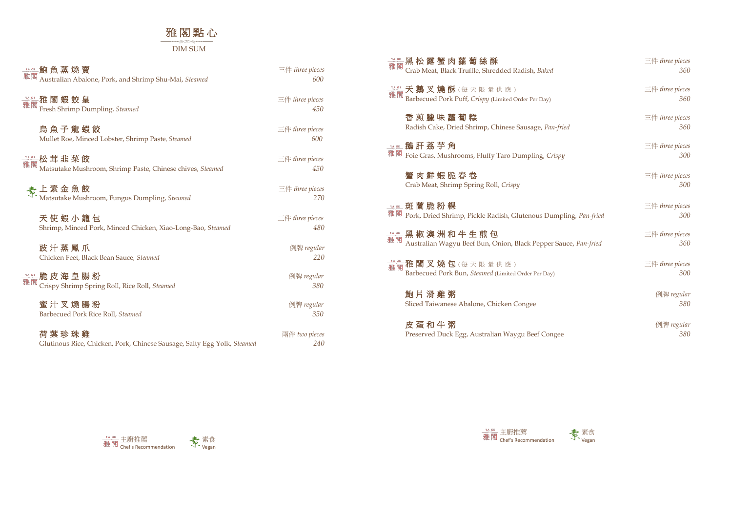# 雅閣點心

DIM SUM

| Item | Portion | Price |
| --- | --- | --- |
| **雅閣** **鮑魚蒸燒賣**<br>Australian Abalone, Pork, and Shrimp Shu-Mai, *Steamed* | 三件 *three pieces* | 600 |
| **雅閣** **雅閣蝦餃皇**<br>Fresh Shrimp Dumpling, *Steamed* | 三件 *three pieces* | 450 |
| **烏魚子龍蝦餃**<br>Mullet Roe, Minced Lobster, Shrimp Paste, *Steamed* | 三件 *three pieces* | 600 |
| **雅閣** **松茸韭菜餃**<br>Matsutake Mushroom, Shrimp Paste, Chinese chives, *Steamed* | 三件 *three pieces* | 450 |
| **素** **上素金魚餃**<br>Matsutake Mushroom, Fungus Dumpling, *Steamed* | 三件 *three pieces* | 270 |
| **天使蝦小籠包**<br>Shrimp, Minced Pork, Minced Chicken, Xiao-Long-Bao, *Steamed* | 三件 *three pieces* | 480 |
| **豉汁蒸鳳爪**<br>Chicken Feet, Black Bean Sauce, *Steamed* | 例牌 *regular* | 220 |
| **雅閣** **脆皮海皇腸粉**<br>Crispy Shrimp Spring Roll, Rice Roll, *Steamed* | 例牌 *regular* | 380 |
| **蜜汁叉燒腸粉**<br>Barbecued Pork Rice Roll, *Steamed* | 例牌 *regular* | 350 |
| **荷葉珍珠雞**<br>Glutinous Rice, Chicken, Pork, Chinese Sausage, Salty Egg Yolk, *Steamed* | 兩件 *two pieces* | 240 |
| **雅閣** **黑松露蟹肉蘿蔔絲酥**<br>Crab Meat, Black Truffle, Shredded Radish, *Baked* | 三件 *three pieces* | 360 |
| **雅閣** **天鵝叉燒酥**(每天限量供應)<br>Barbecued Pork Puff, *Crispy* (Limited Order Per Day) | 三件 *three pieces* | 360 |
| **香煎臘味蘿蔔糕**<br>Radish Cake, Dried Shrimp, Chinese Sausage, *Pan-fried* | 三件 *three pieces* | 360 |
| **雅閣** **鵝肝荔芋角**<br>Foie Gras, Mushrooms, Fluffy Taro Dumpling, *Crispy* | 三件 *three pieces* | 300 |
| **蟹肉鮮蝦脆春卷**<br>Crab Meat, Shrimp Spring Roll, *Crispy* | 三件 *three pieces* | 300 |
| **雅閣** **斑蘭脆粉粿**<br>Pork, Dried Shrimp, Pickle Radish, Glutenous Dumpling, *Pan-fried* | 三件 *three pieces* | 300 |
| **雅閣** **黑椒澳洲和牛生煎包**<br>Australian Wagyu Beef Bun, Onion, Black Pepper Sauce, *Pan-fried* | 三件 *three pieces* | 360 |
| **雅閣** **雅閣叉燒包**(每天限量供應)<br>Barbecued Pork Bun, *Steamed* (Limited Order Per Day) | 三件 *three pieces* | 300 |
| **鮑片滑雞粥**<br>Sliced Taiwanese Abalone, Chicken Congee | 例牌 *regular* | 380 |
| **皮蛋和牛粥**<br>Preserved Duck Egg, Australian Waygu Beef Congee | 例牌 *regular* | 380 |

雅閣 主廚推薦 Chef's Recommendation　　素 素食 Vegan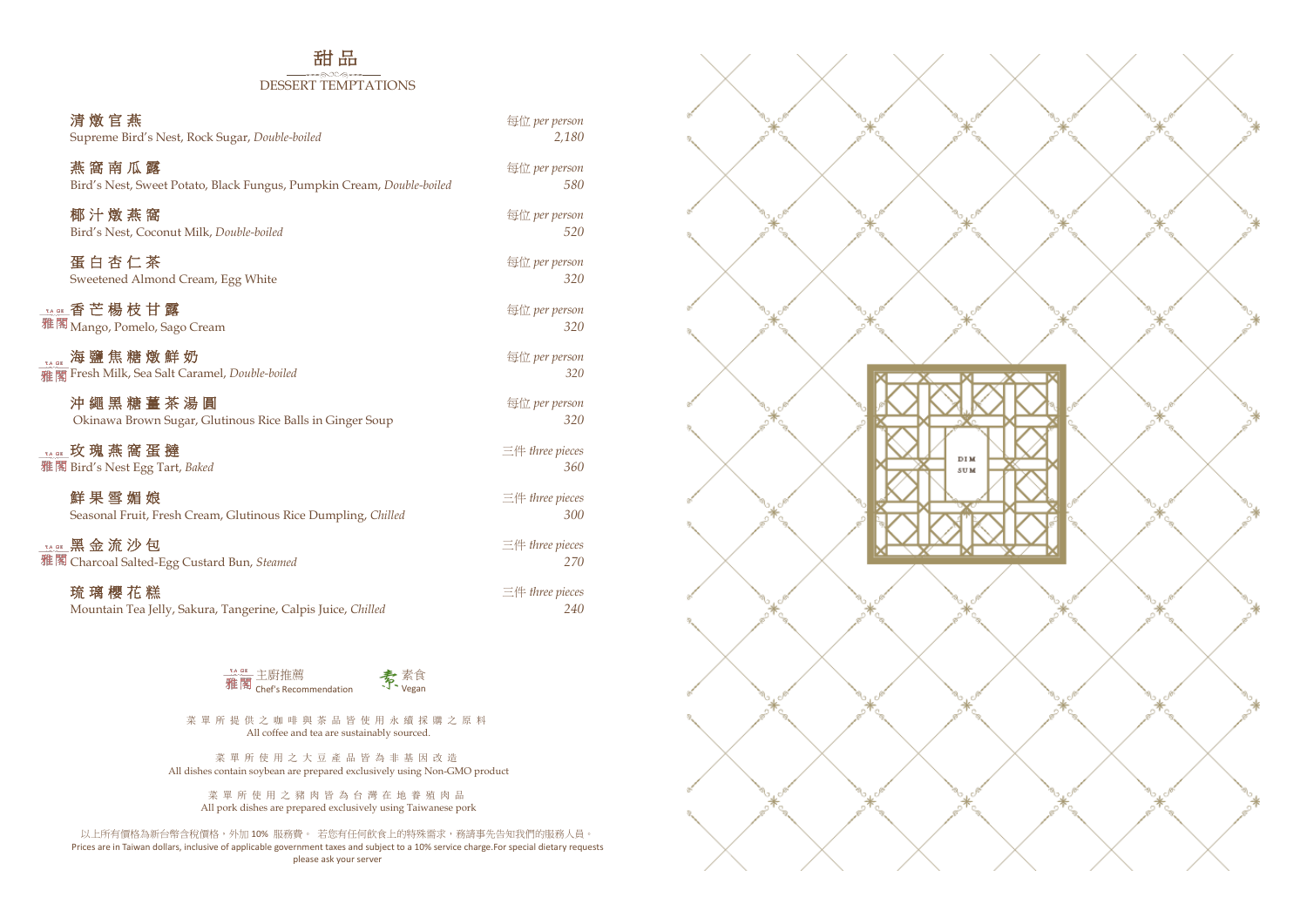# 甜品

## DESSERT TEMPTATIONS

**清 燉 官 燕**
Supreme Bird's Nest, Rock Sugar, *Double-boiled*
每位 *per person* *2,180*

**燕 窩 南 瓜 露**
Bird's Nest, Sweet Potato, Black Fungus, Pumpkin Cream, *Double-boiled*
每位 *per person* *580*

**椰 汁 燉 燕 窩**
Bird's Nest, Coconut Milk, *Double-boiled*
每位 *per person* *520*

**蛋 白 杏 仁 茶**
Sweetened Almond Cream, Egg White
每位 *per person* *320*

雅閣 **香 芒 楊 枝 甘 露**
Mango, Pomelo, Sago Cream
每位 *per person* *320*

雅閣 **海 鹽 焦 糖 燉 鮮 奶**
Fresh Milk, Sea Salt Caramel, *Double-boiled*
每位 *per person* *320*

**沖 繩 黑 糖 薑 茶 湯 圓**
Okinawa Brown Sugar, Glutinous Rice Balls in Ginger Soup
每位 *per person* *320*

雅閣 **玫 瑰 燕 窩 蛋 撻**
Bird's Nest Egg Tart, *Baked*
三件 *three pieces* *360*

**鮮 果 雪 媚 娘**
Seasonal Fruit, Fresh Cream, Glutinous Rice Dumpling, *Chilled*
三件 *three pieces* *300*

雅閣 **黑 金 流 沙 包**
Charcoal Salted-Egg Custard Bun, *Steamed*
三件 *three pieces* *270*

**琉 璃 櫻 花 糕**
Mountain Tea Jelly, Sakura, Tangerine, Calpis Juice, *Chilled*
三件 *three pieces* *240*

雅閣 主廚推薦 Chef's Recommendation　素 素食 Vegan

菜 單 所 提 供 之 咖 啡 與 茶 品 皆 使 用 永 續 採 購 之 原 料
All coffee and tea are sustainably sourced.

菜 單 所 使 用 之 大 豆 產 品 皆 為 非 基 因 改 造
All dishes contain soybean are prepared exclusively using Non-GMO product

菜 單 所 使 用 之 豬 肉 皆 為 台 灣 在 地 養 殖 肉 品
All pork dishes are prepared exclusively using Taiwanese pork

以上所有價格為新台幣含稅價格，外加 10% 服務費。 若您有任何飲食上的特殊需求，務請事先告知我們的服務人員。
Prices are in Taiwan dollars, inclusive of applicable government taxes and subject to a 10% service charge.For special dietary requests please ask your server

DIM SUM